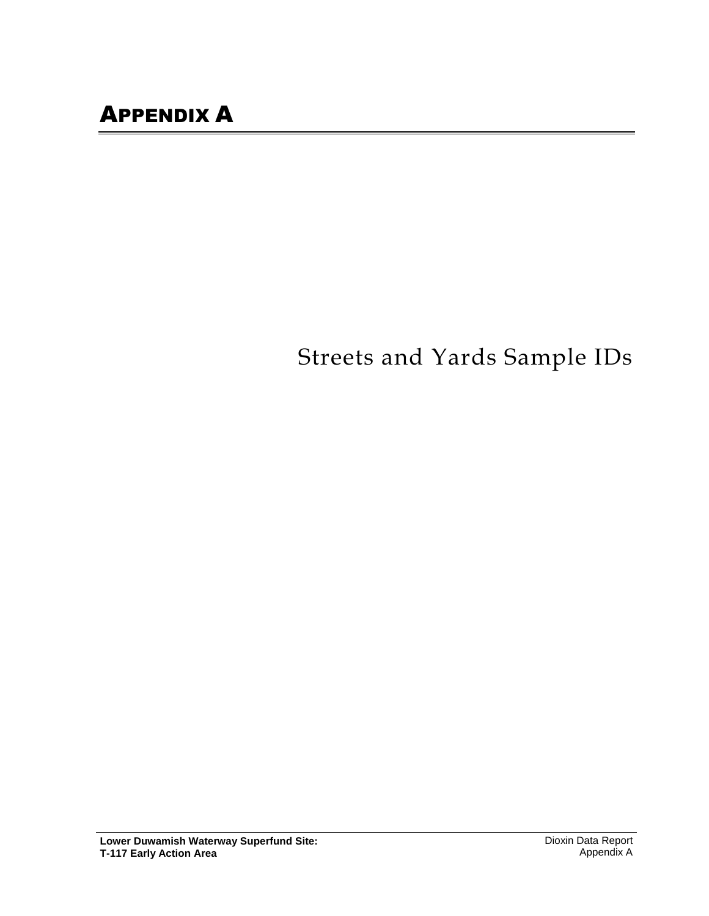# APPENDIX A

## Streets and Yards Sample IDs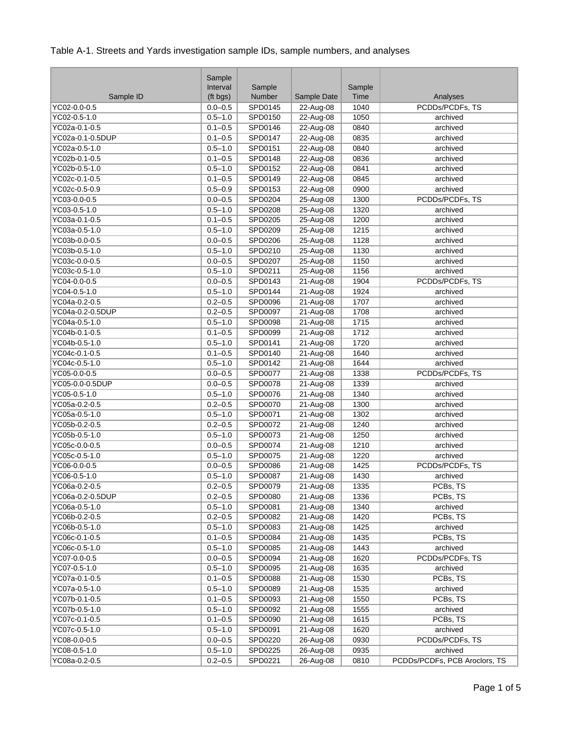Table A-1. Streets and Yards investigation sample IDs, sample numbers, and analyses

| Sample ID | Sample Interval (ft bgs) | Sample Number | Sample Date | Sample Time | Analyses |
|---|---|---|---|---|---|
| YC02-0.0-0.5 | 0.0–0.5 | SPD0145 | 22-Aug-08 | 1040 | PCDDs/PCDFs, TS |
| YC02-0.5-1.0 | 0.5–1.0 | SPD0150 | 22-Aug-08 | 1050 | archived |
| YC02a-0.1-0.5 | 0.1–0.5 | SPD0146 | 22-Aug-08 | 0840 | archived |
| YC02a-0.1-0.5DUP | 0.1–0.5 | SPD0147 | 22-Aug-08 | 0835 | archived |
| YC02a-0.5-1.0 | 0.5–1.0 | SPD0151 | 22-Aug-08 | 0840 | archived |
| YC02b-0.1-0.5 | 0.1–0.5 | SPD0148 | 22-Aug-08 | 0836 | archived |
| YC02b-0.5-1.0 | 0.5–1.0 | SPD0152 | 22-Aug-08 | 0841 | archived |
| YC02c-0.1-0.5 | 0.1–0.5 | SPD0149 | 22-Aug-08 | 0845 | archived |
| YC02c-0.5-0.9 | 0.5–0.9 | SPD0153 | 22-Aug-08 | 0900 | archived |
| YC03-0.0-0.5 | 0.0–0.5 | SPD0204 | 25-Aug-08 | 1300 | PCDDs/PCDFs, TS |
| YC03-0.5-1.0 | 0.5–1.0 | SPD0208 | 25-Aug-08 | 1320 | archived |
| YC03a-0.1-0.5 | 0.1–0.5 | SPD0205 | 25-Aug-08 | 1200 | archived |
| YC03a-0.5-1.0 | 0.5–1.0 | SPD0209 | 25-Aug-08 | 1215 | archived |
| YC03b-0.0-0.5 | 0.0–0.5 | SPD0206 | 25-Aug-08 | 1128 | archived |
| YC03b-0.5-1.0 | 0.5–1.0 | SPD0210 | 25-Aug-08 | 1130 | archived |
| YC03c-0.0-0.5 | 0.0–0.5 | SPD0207 | 25-Aug-08 | 1150 | archived |
| YC03c-0.5-1.0 | 0.5–1.0 | SPD0211 | 25-Aug-08 | 1156 | archived |
| YC04-0.0-0.5 | 0.0–0.5 | SPD0143 | 21-Aug-08 | 1904 | PCDDs/PCDFs, TS |
| YC04-0.5-1.0 | 0.5–1.0 | SPD0144 | 21-Aug-08 | 1924 | archived |
| YC04a-0.2-0.5 | 0.2–0.5 | SPD0096 | 21-Aug-08 | 1707 | archived |
| YC04a-0.2-0.5DUP | 0.2–0.5 | SPD0097 | 21-Aug-08 | 1708 | archived |
| YC04a-0.5-1.0 | 0.5–1.0 | SPD0098 | 21-Aug-08 | 1715 | archived |
| YC04b-0.1-0.5 | 0.1–0.5 | SPD0099 | 21-Aug-08 | 1712 | archived |
| YC04b-0.5-1.0 | 0.5–1.0 | SPD0141 | 21-Aug-08 | 1720 | archived |
| YC04c-0.1-0.5 | 0.1–0.5 | SPD0140 | 21-Aug-08 | 1640 | archived |
| YC04c-0.5-1.0 | 0.5–1.0 | SPD0142 | 21-Aug-08 | 1644 | archived |
| YC05-0.0-0.5 | 0.0–0.5 | SPD0077 | 21-Aug-08 | 1338 | PCDDs/PCDFs, TS |
| YC05-0.0-0.5DUP | 0.0–0.5 | SPD0078 | 21-Aug-08 | 1339 | archived |
| YC05-0.5-1.0 | 0.5–1.0 | SPD0076 | 21-Aug-08 | 1340 | archived |
| YC05a-0.2-0.5 | 0.2–0.5 | SPD0070 | 21-Aug-08 | 1300 | archived |
| YC05a-0.5-1.0 | 0.5–1.0 | SPD0071 | 21-Aug-08 | 1302 | archived |
| YC05b-0.2-0.5 | 0.2–0.5 | SPD0072 | 21-Aug-08 | 1240 | archived |
| YC05b-0.5-1.0 | 0.5–1.0 | SPD0073 | 21-Aug-08 | 1250 | archived |
| YC05c-0.0-0.5 | 0.0–0.5 | SPD0074 | 21-Aug-08 | 1210 | archived |
| YC05c-0.5-1.0 | 0.5–1.0 | SPD0075 | 21-Aug-08 | 1220 | archived |
| YC06-0.0-0.5 | 0.0–0.5 | SPD0086 | 21-Aug-08 | 1425 | PCDDs/PCDFs, TS |
| YC06-0.5-1.0 | 0.5–1.0 | SPD0087 | 21-Aug-08 | 1430 | archived |
| YC06a-0.2-0.5 | 0.2–0.5 | SPD0079 | 21-Aug-08 | 1335 | PCBs, TS |
| YC06a-0.2-0.5DUP | 0.2–0.5 | SPD0080 | 21-Aug-08 | 1336 | PCBs, TS |
| YC06a-0.5-1.0 | 0.5–1.0 | SPD0081 | 21-Aug-08 | 1340 | archived |
| YC06b-0.2-0.5 | 0.2–0.5 | SPD0082 | 21-Aug-08 | 1420 | PCBs, TS |
| YC06b-0.5-1.0 | 0.5–1.0 | SPD0083 | 21-Aug-08 | 1425 | archived |
| YC06c-0.1-0.5 | 0.1–0.5 | SPD0084 | 21-Aug-08 | 1435 | PCBs, TS |
| YC06c-0.5-1.0 | 0.5–1.0 | SPD0085 | 21-Aug-08 | 1443 | archived |
| YC07-0.0-0.5 | 0.0–0.5 | SPD0094 | 21-Aug-08 | 1620 | PCDDs/PCDFs, TS |
| YC07-0.5-1.0 | 0.5–1.0 | SPD0095 | 21-Aug-08 | 1635 | archived |
| YC07a-0.1-0.5 | 0.1–0.5 | SPD0088 | 21-Aug-08 | 1530 | PCBs, TS |
| YC07a-0.5-1.0 | 0.5–1.0 | SPD0089 | 21-Aug-08 | 1535 | archived |
| YC07b-0.1-0.5 | 0.1–0.5 | SPD0093 | 21-Aug-08 | 1550 | PCBs, TS |
| YC07b-0.5-1.0 | 0.5–1.0 | SPD0092 | 21-Aug-08 | 1555 | archived |
| YC07c-0.1-0.5 | 0.1–0.5 | SPD0090 | 21-Aug-08 | 1615 | PCBs, TS |
| YC07c-0.5-1.0 | 0.5–1.0 | SPD0091 | 21-Aug-08 | 1620 | archived |
| YC08-0.0-0.5 | 0.0–0.5 | SPD0220 | 26-Aug-08 | 0930 | PCDDs/PCDFs, TS |
| YC08-0.5-1.0 | 0.5–1.0 | SPD0225 | 26-Aug-08 | 0935 | archived |
| YC08a-0.2-0.5 | 0.2–0.5 | SPD0221 | 26-Aug-08 | 0810 | PCDDs/PCDFs, PCB Aroclors, TS |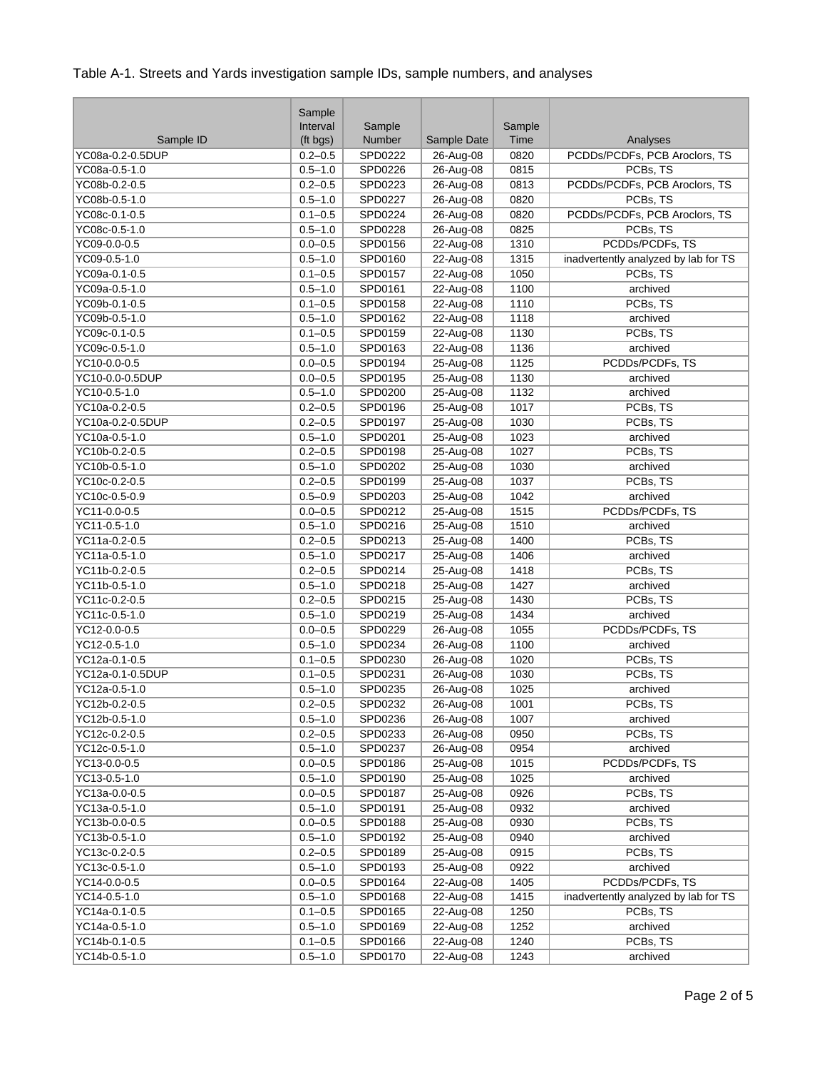Table A-1. Streets and Yards investigation sample IDs, sample numbers, and analyses

| Sample ID | Sample Interval (ft bgs) | Sample Number | Sample Date | Sample Time | Analyses |
|---|---|---|---|---|---|
| YC08a-0.2-0.5DUP | 0.2–0.5 | SPD0222 | 26-Aug-08 | 0820 | PCDDs/PCDFs, PCB Aroclors, TS |
| YC08a-0.5-1.0 | 0.5–1.0 | SPD0226 | 26-Aug-08 | 0815 | PCBs, TS |
| YC08b-0.2-0.5 | 0.2–0.5 | SPD0223 | 26-Aug-08 | 0813 | PCDDs/PCDFs, PCB Aroclors, TS |
| YC08b-0.5-1.0 | 0.5–1.0 | SPD0227 | 26-Aug-08 | 0820 | PCBs, TS |
| YC08c-0.1-0.5 | 0.1–0.5 | SPD0224 | 26-Aug-08 | 0820 | PCDDs/PCDFs, PCB Aroclors, TS |
| YC08c-0.5-1.0 | 0.5–1.0 | SPD0228 | 26-Aug-08 | 0825 | PCBs, TS |
| YC09-0.0-0.5 | 0.0–0.5 | SPD0156 | 22-Aug-08 | 1310 | PCDDs/PCDFs, TS |
| YC09-0.5-1.0 | 0.5–1.0 | SPD0160 | 22-Aug-08 | 1315 | inadvertently analyzed by lab for TS |
| YC09a-0.1-0.5 | 0.1–0.5 | SPD0157 | 22-Aug-08 | 1050 | PCBs, TS |
| YC09a-0.5-1.0 | 0.5–1.0 | SPD0161 | 22-Aug-08 | 1100 | archived |
| YC09b-0.1-0.5 | 0.1–0.5 | SPD0158 | 22-Aug-08 | 1110 | PCBs, TS |
| YC09b-0.5-1.0 | 0.5–1.0 | SPD0162 | 22-Aug-08 | 1118 | archived |
| YC09c-0.1-0.5 | 0.1–0.5 | SPD0159 | 22-Aug-08 | 1130 | PCBs, TS |
| YC09c-0.5-1.0 | 0.5–1.0 | SPD0163 | 22-Aug-08 | 1136 | archived |
| YC10-0.0-0.5 | 0.0–0.5 | SPD0194 | 25-Aug-08 | 1125 | PCDDs/PCDFs, TS |
| YC10-0.0-0.5DUP | 0.0–0.5 | SPD0195 | 25-Aug-08 | 1130 | archived |
| YC10-0.5-1.0 | 0.5–1.0 | SPD0200 | 25-Aug-08 | 1132 | archived |
| YC10a-0.2-0.5 | 0.2–0.5 | SPD0196 | 25-Aug-08 | 1017 | PCBs, TS |
| YC10a-0.2-0.5DUP | 0.2–0.5 | SPD0197 | 25-Aug-08 | 1030 | PCBs, TS |
| YC10a-0.5-1.0 | 0.5–1.0 | SPD0201 | 25-Aug-08 | 1023 | archived |
| YC10b-0.2-0.5 | 0.2–0.5 | SPD0198 | 25-Aug-08 | 1027 | PCBs, TS |
| YC10b-0.5-1.0 | 0.5–1.0 | SPD0202 | 25-Aug-08 | 1030 | archived |
| YC10c-0.2-0.5 | 0.2–0.5 | SPD0199 | 25-Aug-08 | 1037 | PCBs, TS |
| YC10c-0.5-0.9 | 0.5–0.9 | SPD0203 | 25-Aug-08 | 1042 | archived |
| YC11-0.0-0.5 | 0.0–0.5 | SPD0212 | 25-Aug-08 | 1515 | PCDDs/PCDFs, TS |
| YC11-0.5-1.0 | 0.5–1.0 | SPD0216 | 25-Aug-08 | 1510 | archived |
| YC11a-0.2-0.5 | 0.2–0.5 | SPD0213 | 25-Aug-08 | 1400 | PCBs, TS |
| YC11a-0.5-1.0 | 0.5–1.0 | SPD0217 | 25-Aug-08 | 1406 | archived |
| YC11b-0.2-0.5 | 0.2–0.5 | SPD0214 | 25-Aug-08 | 1418 | PCBs, TS |
| YC11b-0.5-1.0 | 0.5–1.0 | SPD0218 | 25-Aug-08 | 1427 | archived |
| YC11c-0.2-0.5 | 0.2–0.5 | SPD0215 | 25-Aug-08 | 1430 | PCBs, TS |
| YC11c-0.5-1.0 | 0.5–1.0 | SPD0219 | 25-Aug-08 | 1434 | archived |
| YC12-0.0-0.5 | 0.0–0.5 | SPD0229 | 26-Aug-08 | 1055 | PCDDs/PCDFs, TS |
| YC12-0.5-1.0 | 0.5–1.0 | SPD0234 | 26-Aug-08 | 1100 | archived |
| YC12a-0.1-0.5 | 0.1–0.5 | SPD0230 | 26-Aug-08 | 1020 | PCBs, TS |
| YC12a-0.1-0.5DUP | 0.1–0.5 | SPD0231 | 26-Aug-08 | 1030 | PCBs, TS |
| YC12a-0.5-1.0 | 0.5–1.0 | SPD0235 | 26-Aug-08 | 1025 | archived |
| YC12b-0.2-0.5 | 0.2–0.5 | SPD0232 | 26-Aug-08 | 1001 | PCBs, TS |
| YC12b-0.5-1.0 | 0.5–1.0 | SPD0236 | 26-Aug-08 | 1007 | archived |
| YC12c-0.2-0.5 | 0.2–0.5 | SPD0233 | 26-Aug-08 | 0950 | PCBs, TS |
| YC12c-0.5-1.0 | 0.5–1.0 | SPD0237 | 26-Aug-08 | 0954 | archived |
| YC13-0.0-0.5 | 0.0–0.5 | SPD0186 | 25-Aug-08 | 1015 | PCDDs/PCDFs, TS |
| YC13-0.5-1.0 | 0.5–1.0 | SPD0190 | 25-Aug-08 | 1025 | archived |
| YC13a-0.0-0.5 | 0.0–0.5 | SPD0187 | 25-Aug-08 | 0926 | PCBs, TS |
| YC13a-0.5-1.0 | 0.5–1.0 | SPD0191 | 25-Aug-08 | 0932 | archived |
| YC13b-0.0-0.5 | 0.0–0.5 | SPD0188 | 25-Aug-08 | 0930 | PCBs, TS |
| YC13b-0.5-1.0 | 0.5–1.0 | SPD0192 | 25-Aug-08 | 0940 | archived |
| YC13c-0.2-0.5 | 0.2–0.5 | SPD0189 | 25-Aug-08 | 0915 | PCBs, TS |
| YC13c-0.5-1.0 | 0.5–1.0 | SPD0193 | 25-Aug-08 | 0922 | archived |
| YC14-0.0-0.5 | 0.0–0.5 | SPD0164 | 22-Aug-08 | 1405 | PCDDs/PCDFs, TS |
| YC14-0.5-1.0 | 0.5–1.0 | SPD0168 | 22-Aug-08 | 1415 | inadvertently analyzed by lab for TS |
| YC14a-0.1-0.5 | 0.1–0.5 | SPD0165 | 22-Aug-08 | 1250 | PCBs, TS |
| YC14a-0.5-1.0 | 0.5–1.0 | SPD0169 | 22-Aug-08 | 1252 | archived |
| YC14b-0.1-0.5 | 0.1–0.5 | SPD0166 | 22-Aug-08 | 1240 | PCBs, TS |
| YC14b-0.5-1.0 | 0.5–1.0 | SPD0170 | 22-Aug-08 | 1243 | archived |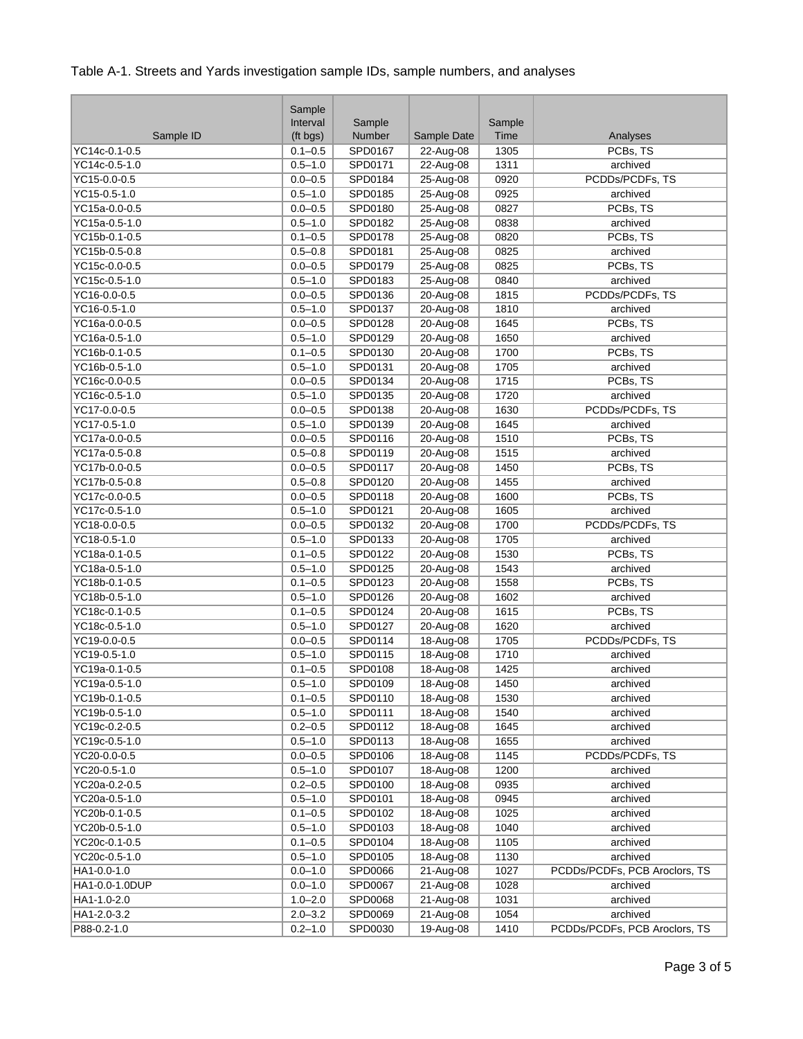Table A-1. Streets and Yards investigation sample IDs, sample numbers, and analyses

| Sample ID | Sample Interval (ft bgs) | Sample Number | Sample Date | Sample Time | Analyses |
|---|---|---|---|---|---|
| YC14c-0.1-0.5 | 0.1–0.5 | SPD0167 | 22-Aug-08 | 1305 | PCBs, TS |
| YC14c-0.5-1.0 | 0.5–1.0 | SPD0171 | 22-Aug-08 | 1311 | archived |
| YC15-0.0-0.5 | 0.0–0.5 | SPD0184 | 25-Aug-08 | 0920 | PCDDs/PCDFs, TS |
| YC15-0.5-1.0 | 0.5–1.0 | SPD0185 | 25-Aug-08 | 0925 | archived |
| YC15a-0.0-0.5 | 0.0–0.5 | SPD0180 | 25-Aug-08 | 0827 | PCBs, TS |
| YC15a-0.5-1.0 | 0.5–1.0 | SPD0182 | 25-Aug-08 | 0838 | archived |
| YC15b-0.1-0.5 | 0.1–0.5 | SPD0178 | 25-Aug-08 | 0820 | PCBs, TS |
| YC15b-0.5-0.8 | 0.5–0.8 | SPD0181 | 25-Aug-08 | 0825 | archived |
| YC15c-0.0-0.5 | 0.0–0.5 | SPD0179 | 25-Aug-08 | 0825 | PCBs, TS |
| YC15c-0.5-1.0 | 0.5–1.0 | SPD0183 | 25-Aug-08 | 0840 | archived |
| YC16-0.0-0.5 | 0.0–0.5 | SPD0136 | 20-Aug-08 | 1815 | PCDDs/PCDFs, TS |
| YC16-0.5-1.0 | 0.5–1.0 | SPD0137 | 20-Aug-08 | 1810 | archived |
| YC16a-0.0-0.5 | 0.0–0.5 | SPD0128 | 20-Aug-08 | 1645 | PCBs, TS |
| YC16a-0.5-1.0 | 0.5–1.0 | SPD0129 | 20-Aug-08 | 1650 | archived |
| YC16b-0.1-0.5 | 0.1–0.5 | SPD0130 | 20-Aug-08 | 1700 | PCBs, TS |
| YC16b-0.5-1.0 | 0.5–1.0 | SPD0131 | 20-Aug-08 | 1705 | archived |
| YC16c-0.0-0.5 | 0.0–0.5 | SPD0134 | 20-Aug-08 | 1715 | PCBs, TS |
| YC16c-0.5-1.0 | 0.5–1.0 | SPD0135 | 20-Aug-08 | 1720 | archived |
| YC17-0.0-0.5 | 0.0–0.5 | SPD0138 | 20-Aug-08 | 1630 | PCDDs/PCDFs, TS |
| YC17-0.5-1.0 | 0.5–1.0 | SPD0139 | 20-Aug-08 | 1645 | archived |
| YC17a-0.0-0.5 | 0.0–0.5 | SPD0116 | 20-Aug-08 | 1510 | PCBs, TS |
| YC17a-0.5-0.8 | 0.5–0.8 | SPD0119 | 20-Aug-08 | 1515 | archived |
| YC17b-0.0-0.5 | 0.0–0.5 | SPD0117 | 20-Aug-08 | 1450 | PCBs, TS |
| YC17b-0.5-0.8 | 0.5–0.8 | SPD0120 | 20-Aug-08 | 1455 | archived |
| YC17c-0.0-0.5 | 0.0–0.5 | SPD0118 | 20-Aug-08 | 1600 | PCBs, TS |
| YC17c-0.5-1.0 | 0.5–1.0 | SPD0121 | 20-Aug-08 | 1605 | archived |
| YC18-0.0-0.5 | 0.0–0.5 | SPD0132 | 20-Aug-08 | 1700 | PCDDs/PCDFs, TS |
| YC18-0.5-1.0 | 0.5–1.0 | SPD0133 | 20-Aug-08 | 1705 | archived |
| YC18a-0.1-0.5 | 0.1–0.5 | SPD0122 | 20-Aug-08 | 1530 | PCBs, TS |
| YC18a-0.5-1.0 | 0.5–1.0 | SPD0125 | 20-Aug-08 | 1543 | archived |
| YC18b-0.1-0.5 | 0.1–0.5 | SPD0123 | 20-Aug-08 | 1558 | PCBs, TS |
| YC18b-0.5-1.0 | 0.5–1.0 | SPD0126 | 20-Aug-08 | 1602 | archived |
| YC18c-0.1-0.5 | 0.1–0.5 | SPD0124 | 20-Aug-08 | 1615 | PCBs, TS |
| YC18c-0.5-1.0 | 0.5–1.0 | SPD0127 | 20-Aug-08 | 1620 | archived |
| YC19-0.0-0.5 | 0.0–0.5 | SPD0114 | 18-Aug-08 | 1705 | PCDDs/PCDFs, TS |
| YC19-0.5-1.0 | 0.5–1.0 | SPD0115 | 18-Aug-08 | 1710 | archived |
| YC19a-0.1-0.5 | 0.1–0.5 | SPD0108 | 18-Aug-08 | 1425 | archived |
| YC19a-0.5-1.0 | 0.5–1.0 | SPD0109 | 18-Aug-08 | 1450 | archived |
| YC19b-0.1-0.5 | 0.1–0.5 | SPD0110 | 18-Aug-08 | 1530 | archived |
| YC19b-0.5-1.0 | 0.5–1.0 | SPD0111 | 18-Aug-08 | 1540 | archived |
| YC19c-0.2-0.5 | 0.2–0.5 | SPD0112 | 18-Aug-08 | 1645 | archived |
| YC19c-0.5-1.0 | 0.5–1.0 | SPD0113 | 18-Aug-08 | 1655 | archived |
| YC20-0.0-0.5 | 0.0–0.5 | SPD0106 | 18-Aug-08 | 1145 | PCDDs/PCDFs, TS |
| YC20-0.5-1.0 | 0.5–1.0 | SPD0107 | 18-Aug-08 | 1200 | archived |
| YC20a-0.2-0.5 | 0.2–0.5 | SPD0100 | 18-Aug-08 | 0935 | archived |
| YC20a-0.5-1.0 | 0.5–1.0 | SPD0101 | 18-Aug-08 | 0945 | archived |
| YC20b-0.1-0.5 | 0.1–0.5 | SPD0102 | 18-Aug-08 | 1025 | archived |
| YC20b-0.5-1.0 | 0.5–1.0 | SPD0103 | 18-Aug-08 | 1040 | archived |
| YC20c-0.1-0.5 | 0.1–0.5 | SPD0104 | 18-Aug-08 | 1105 | archived |
| YC20c-0.5-1.0 | 0.5–1.0 | SPD0105 | 18-Aug-08 | 1130 | archived |
| HA1-0.0-1.0 | 0.0–1.0 | SPD0066 | 21-Aug-08 | 1027 | PCDDs/PCDFs, PCB Aroclors, TS |
| HA1-0.0-1.0DUP | 0.0–1.0 | SPD0067 | 21-Aug-08 | 1028 | archived |
| HA1-1.0-2.0 | 1.0–2.0 | SPD0068 | 21-Aug-08 | 1031 | archived |
| HA1-2.0-3.2 | 2.0–3.2 | SPD0069 | 21-Aug-08 | 1054 | archived |
| P88-0.2-1.0 | 0.2–1.0 | SPD0030 | 19-Aug-08 | 1410 | PCDDs/PCDFs, PCB Aroclors, TS |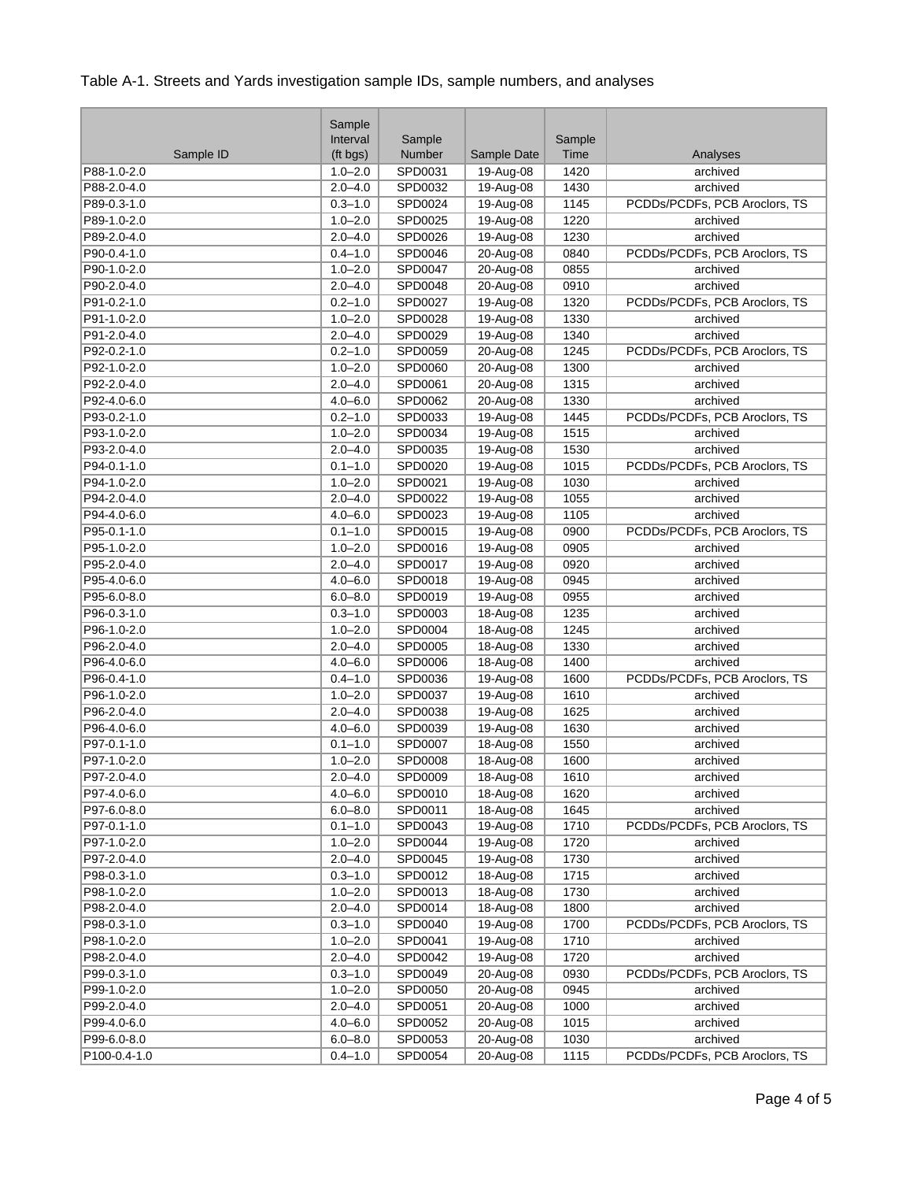Table A-1. Streets and Yards investigation sample IDs, sample numbers, and analyses

| Sample ID | Sample Interval (ft bgs) | Sample Number | Sample Date | Sample Time | Analyses |
|---|---|---|---|---|---|
| P88-1.0-2.0 | 1.0–2.0 | SPD0031 | 19-Aug-08 | 1420 | archived |
| P88-2.0-4.0 | 2.0–4.0 | SPD0032 | 19-Aug-08 | 1430 | archived |
| P89-0.3-1.0 | 0.3–1.0 | SPD0024 | 19-Aug-08 | 1145 | PCDDs/PCDFs, PCB Aroclors, TS |
| P89-1.0-2.0 | 1.0–2.0 | SPD0025 | 19-Aug-08 | 1220 | archived |
| P89-2.0-4.0 | 2.0–4.0 | SPD0026 | 19-Aug-08 | 1230 | archived |
| P90-0.4-1.0 | 0.4–1.0 | SPD0046 | 20-Aug-08 | 0840 | PCDDs/PCDFs, PCB Aroclors, TS |
| P90-1.0-2.0 | 1.0–2.0 | SPD0047 | 20-Aug-08 | 0855 | archived |
| P90-2.0-4.0 | 2.0–4.0 | SPD0048 | 20-Aug-08 | 0910 | archived |
| P91-0.2-1.0 | 0.2–1.0 | SPD0027 | 19-Aug-08 | 1320 | PCDDs/PCDFs, PCB Aroclors, TS |
| P91-1.0-2.0 | 1.0–2.0 | SPD0028 | 19-Aug-08 | 1330 | archived |
| P91-2.0-4.0 | 2.0–4.0 | SPD0029 | 19-Aug-08 | 1340 | archived |
| P92-0.2-1.0 | 0.2–1.0 | SPD0059 | 20-Aug-08 | 1245 | PCDDs/PCDFs, PCB Aroclors, TS |
| P92-1.0-2.0 | 1.0–2.0 | SPD0060 | 20-Aug-08 | 1300 | archived |
| P92-2.0-4.0 | 2.0–4.0 | SPD0061 | 20-Aug-08 | 1315 | archived |
| P92-4.0-6.0 | 4.0–6.0 | SPD0062 | 20-Aug-08 | 1330 | archived |
| P93-0.2-1.0 | 0.2–1.0 | SPD0033 | 19-Aug-08 | 1445 | PCDDs/PCDFs, PCB Aroclors, TS |
| P93-1.0-2.0 | 1.0–2.0 | SPD0034 | 19-Aug-08 | 1515 | archived |
| P93-2.0-4.0 | 2.0–4.0 | SPD0035 | 19-Aug-08 | 1530 | archived |
| P94-0.1-1.0 | 0.1–1.0 | SPD0020 | 19-Aug-08 | 1015 | PCDDs/PCDFs, PCB Aroclors, TS |
| P94-1.0-2.0 | 1.0–2.0 | SPD0021 | 19-Aug-08 | 1030 | archived |
| P94-2.0-4.0 | 2.0–4.0 | SPD0022 | 19-Aug-08 | 1055 | archived |
| P94-4.0-6.0 | 4.0–6.0 | SPD0023 | 19-Aug-08 | 1105 | archived |
| P95-0.1-1.0 | 0.1–1.0 | SPD0015 | 19-Aug-08 | 0900 | PCDDs/PCDFs, PCB Aroclors, TS |
| P95-1.0-2.0 | 1.0–2.0 | SPD0016 | 19-Aug-08 | 0905 | archived |
| P95-2.0-4.0 | 2.0–4.0 | SPD0017 | 19-Aug-08 | 0920 | archived |
| P95-4.0-6.0 | 4.0–6.0 | SPD0018 | 19-Aug-08 | 0945 | archived |
| P95-6.0-8.0 | 6.0–8.0 | SPD0019 | 19-Aug-08 | 0955 | archived |
| P96-0.3-1.0 | 0.3–1.0 | SPD0003 | 18-Aug-08 | 1235 | archived |
| P96-1.0-2.0 | 1.0–2.0 | SPD0004 | 18-Aug-08 | 1245 | archived |
| P96-2.0-4.0 | 2.0–4.0 | SPD0005 | 18-Aug-08 | 1330 | archived |
| P96-4.0-6.0 | 4.0–6.0 | SPD0006 | 18-Aug-08 | 1400 | archived |
| P96-0.4-1.0 | 0.4–1.0 | SPD0036 | 19-Aug-08 | 1600 | PCDDs/PCDFs, PCB Aroclors, TS |
| P96-1.0-2.0 | 1.0–2.0 | SPD0037 | 19-Aug-08 | 1610 | archived |
| P96-2.0-4.0 | 2.0–4.0 | SPD0038 | 19-Aug-08 | 1625 | archived |
| P96-4.0-6.0 | 4.0–6.0 | SPD0039 | 19-Aug-08 | 1630 | archived |
| P97-0.1-1.0 | 0.1–1.0 | SPD0007 | 18-Aug-08 | 1550 | archived |
| P97-1.0-2.0 | 1.0–2.0 | SPD0008 | 18-Aug-08 | 1600 | archived |
| P97-2.0-4.0 | 2.0–4.0 | SPD0009 | 18-Aug-08 | 1610 | archived |
| P97-4.0-6.0 | 4.0–6.0 | SPD0010 | 18-Aug-08 | 1620 | archived |
| P97-6.0-8.0 | 6.0–8.0 | SPD0011 | 18-Aug-08 | 1645 | archived |
| P97-0.1-1.0 | 0.1–1.0 | SPD0043 | 19-Aug-08 | 1710 | PCDDs/PCDFs, PCB Aroclors, TS |
| P97-1.0-2.0 | 1.0–2.0 | SPD0044 | 19-Aug-08 | 1720 | archived |
| P97-2.0-4.0 | 2.0–4.0 | SPD0045 | 19-Aug-08 | 1730 | archived |
| P98-0.3-1.0 | 0.3–1.0 | SPD0012 | 18-Aug-08 | 1715 | archived |
| P98-1.0-2.0 | 1.0–2.0 | SPD0013 | 18-Aug-08 | 1730 | archived |
| P98-2.0-4.0 | 2.0–4.0 | SPD0014 | 18-Aug-08 | 1800 | archived |
| P98-0.3-1.0 | 0.3–1.0 | SPD0040 | 19-Aug-08 | 1700 | PCDDs/PCDFs, PCB Aroclors, TS |
| P98-1.0-2.0 | 1.0–2.0 | SPD0041 | 19-Aug-08 | 1710 | archived |
| P98-2.0-4.0 | 2.0–4.0 | SPD0042 | 19-Aug-08 | 1720 | archived |
| P99-0.3-1.0 | 0.3–1.0 | SPD0049 | 20-Aug-08 | 0930 | PCDDs/PCDFs, PCB Aroclors, TS |
| P99-1.0-2.0 | 1.0–2.0 | SPD0050 | 20-Aug-08 | 0945 | archived |
| P99-2.0-4.0 | 2.0–4.0 | SPD0051 | 20-Aug-08 | 1000 | archived |
| P99-4.0-6.0 | 4.0–6.0 | SPD0052 | 20-Aug-08 | 1015 | archived |
| P99-6.0-8.0 | 6.0–8.0 | SPD0053 | 20-Aug-08 | 1030 | archived |
| P100-0.4-1.0 | 0.4–1.0 | SPD0054 | 20-Aug-08 | 1115 | PCDDs/PCDFs, PCB Aroclors, TS |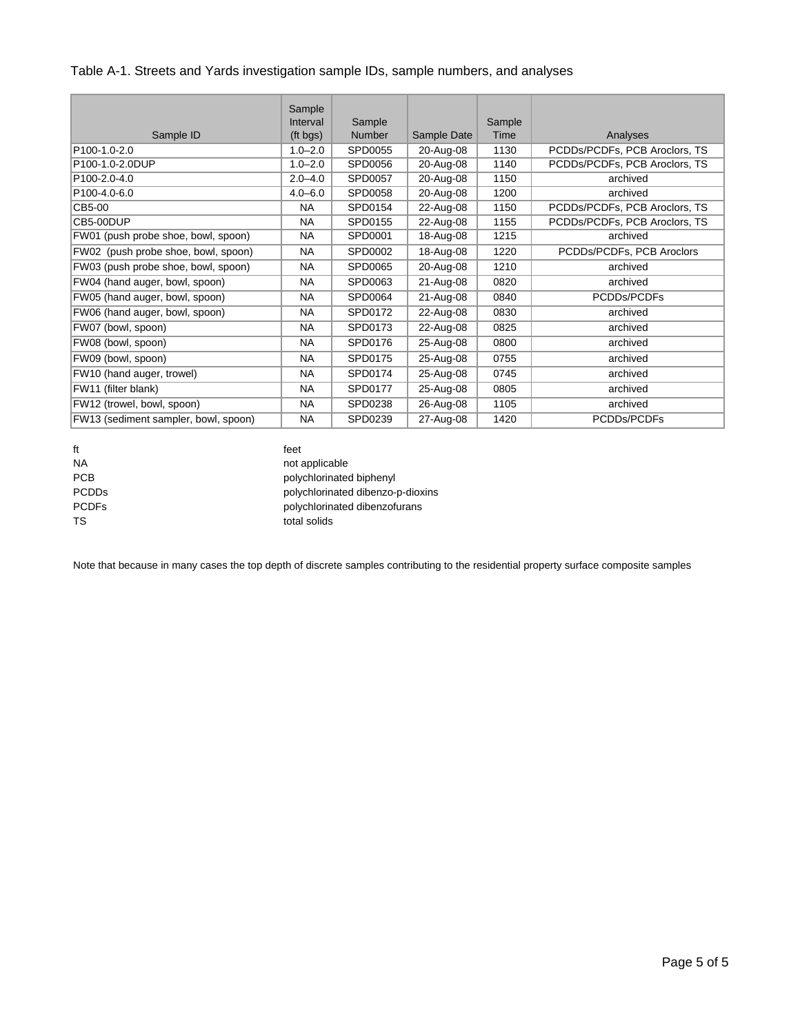Table A-1. Streets and Yards investigation sample IDs, sample numbers, and analyses

| Sample ID | Sample Interval (ft bgs) | Sample Number | Sample Date | Sample Time | Analyses |
|---|---|---|---|---|---|
| P100-1.0-2.0 | 1.0–2.0 | SPD0055 | 20-Aug-08 | 1130 | PCDDs/PCDFs, PCB Aroclors, TS |
| P100-1.0-2.0DUP | 1.0–2.0 | SPD0056 | 20-Aug-08 | 1140 | PCDDs/PCDFs, PCB Aroclors, TS |
| P100-2.0-4.0 | 2.0–4.0 | SPD0057 | 20-Aug-08 | 1150 | archived |
| P100-4.0-6.0 | 4.0–6.0 | SPD0058 | 20-Aug-08 | 1200 | archived |
| CB5-00 | NA | SPD0154 | 22-Aug-08 | 1150 | PCDDs/PCDFs, PCB Aroclors, TS |
| CB5-00DUP | NA | SPD0155 | 22-Aug-08 | 1155 | PCDDs/PCDFs, PCB Aroclors, TS |
| FW01 (push probe shoe, bowl, spoon) | NA | SPD0001 | 18-Aug-08 | 1215 | archived |
| FW02 (push probe shoe, bowl, spoon) | NA | SPD0002 | 18-Aug-08 | 1220 | PCDDs/PCDFs, PCB Aroclors |
| FW03 (push probe shoe, bowl, spoon) | NA | SPD0065 | 20-Aug-08 | 1210 | archived |
| FW04 (hand auger, bowl, spoon) | NA | SPD0063 | 21-Aug-08 | 0820 | archived |
| FW05 (hand auger, bowl, spoon) | NA | SPD0064 | 21-Aug-08 | 0840 | PCDDs/PCDFs |
| FW06 (hand auger, bowl, spoon) | NA | SPD0172 | 22-Aug-08 | 0830 | archived |
| FW07 (bowl, spoon) | NA | SPD0173 | 22-Aug-08 | 0825 | archived |
| FW08 (bowl, spoon) | NA | SPD0176 | 25-Aug-08 | 0800 | archived |
| FW09 (bowl, spoon) | NA | SPD0175 | 25-Aug-08 | 0755 | archived |
| FW10 (hand auger, trowel) | NA | SPD0174 | 25-Aug-08 | 0745 | archived |
| FW11 (filter blank) | NA | SPD0177 | 25-Aug-08 | 0805 | archived |
| FW12 (trowel, bowl, spoon) | NA | SPD0238 | 26-Aug-08 | 1105 | archived |
| FW13 (sediment sampler, bowl, spoon) | NA | SPD0239 | 27-Aug-08 | 1420 | PCDDs/PCDFs |

ft feet
NA not applicable
PCB polychlorinated biphenyl
PCDDs polychlorinated dibenzo-p-dioxins
PCDFs polychlorinated dibenzofurans
TS total solids

Note that because in many cases the top depth of discrete samples contributing to the residential property surface composite samples